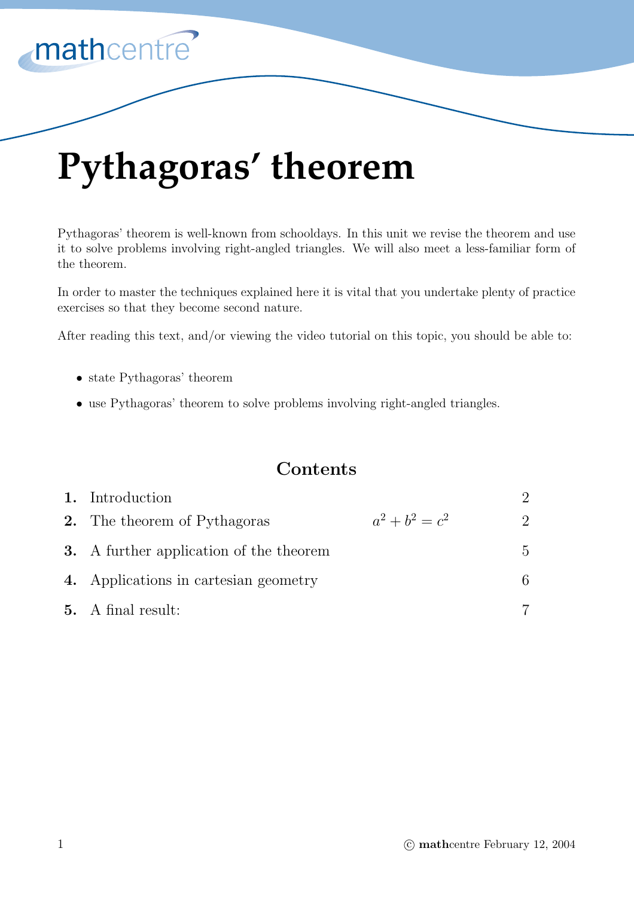# Pythagoras' theorem

Pythagoras' theorem is well-known from schooldays. In this unit we revise the theorem and use it to solve problems involving right-angled triangles. We will also meet a less-familiar form of the theorem.

In order to master the techniques explained here it is vital that you undertake plenty of practice exercises so that they become second nature.

After reading this text, and/or viewing the video tutorial on this topic, you should be able to:

- state Pythagoras' theorem
- use Pythagoras' theorem to solve problems involving right-angled triangles.

## Contents

| | | | |
|---|---|---|---|
| **1.** | Introduction | | 2 |
| **2.** | The theorem of Pythagoras | $a^2 + b^2 = c^2$ | 2 |
| **3.** | A further application of the theorem | | 5 |
| **4.** | Applications in cartesian geometry | | 6 |
| **5.** | A final result: | | 7 |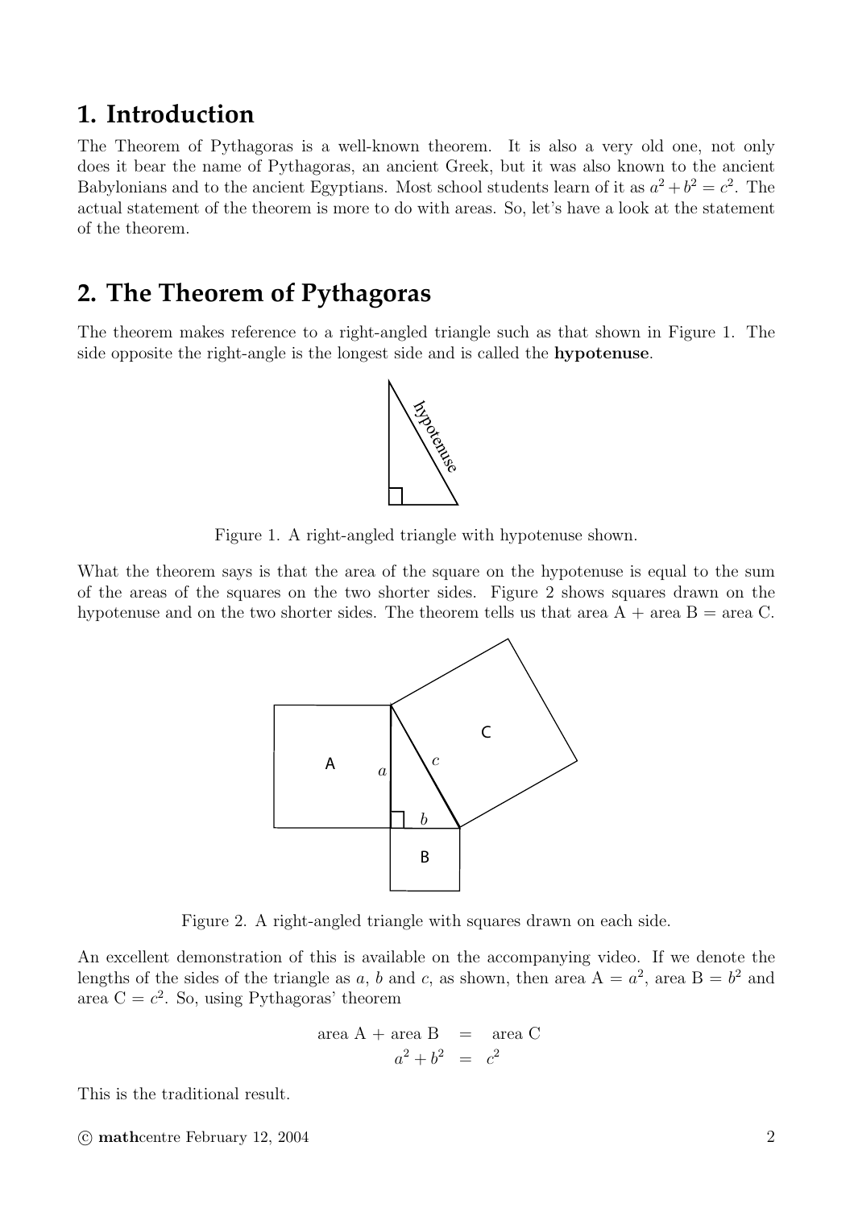## 1. Introduction

The Theorem of Pythagoras is a well-known theorem. It is also a very old one, not only does it bear the name of Pythagoras, an ancient Greek, but it was also known to the ancient Babylonians and to the ancient Egyptians. Most school students learn of it as $a^2 + b^2 = c^2$. The actual statement of the theorem is more to do with areas. So, let's have a look at the statement of the theorem.

## 2. The Theorem of Pythagoras

The theorem makes reference to a right-angled triangle such as that shown in Figure 1. The side opposite the right-angle is the longest side and is called the **hypotenuse**.

Figure 1. A right-angled triangle with hypotenuse shown.

What the theorem says is that the area of the square on the hypotenuse is equal to the sum of the areas of the squares on the two shorter sides. Figure 2 shows squares drawn on the hypotenuse and on the two shorter sides. The theorem tells us that area A + area B = area C.

Figure 2. A right-angled triangle with squares drawn on each side.

An excellent demonstration of this is available on the accompanying video. If we denote the lengths of the sides of the triangle as $a$, $b$ and $c$, as shown, then area A = $a^2$, area B = $b^2$ and area C = $c^2$. So, using Pythagoras' theorem

$$\begin{aligned} \text{area A} + \text{area B} &= \text{area C} \\ a^2 + b^2 &= c^2 \end{aligned}$$

This is the traditional result.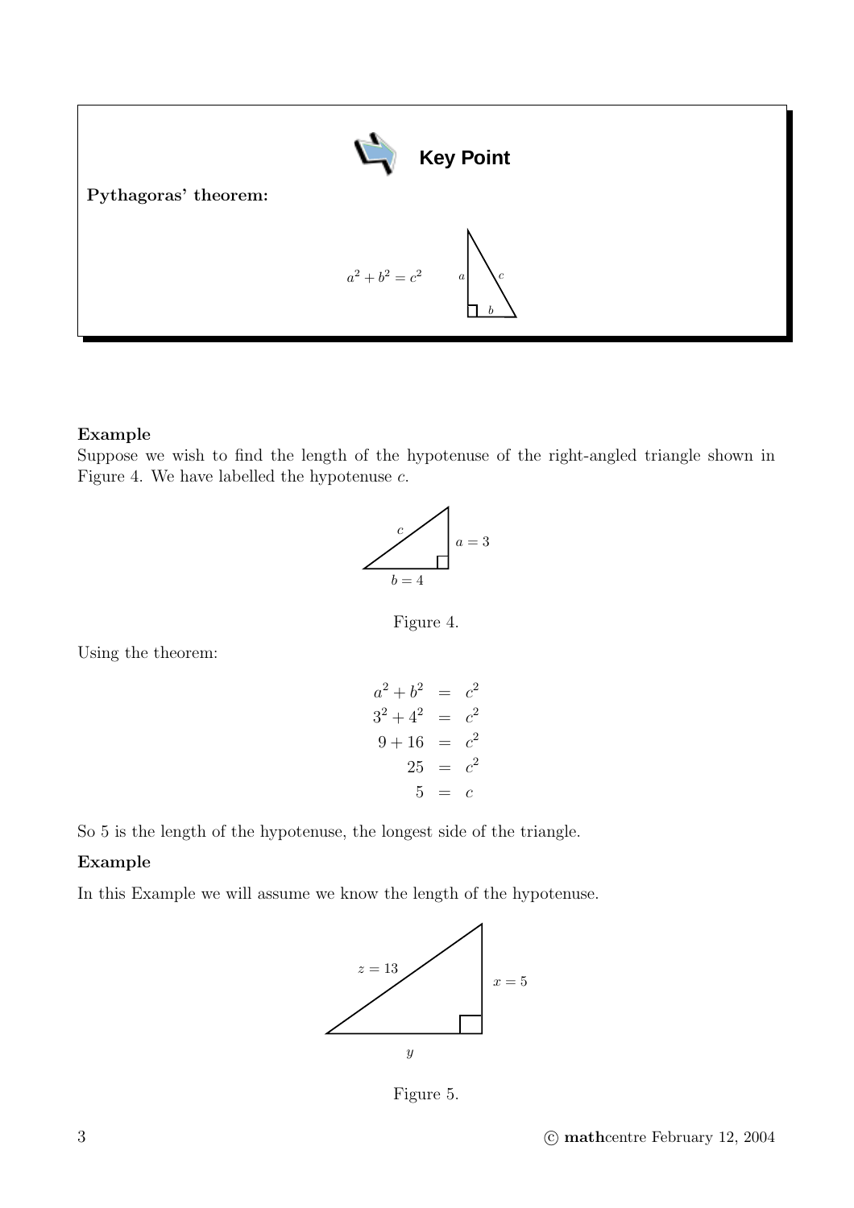**Key Point**

**Pythagoras' theorem:**

$$a^2 + b^2 = c^2$$

**Example**

Suppose we wish to find the length of the hypotenuse of the right-angled triangle shown in Figure 4. We have labelled the hypotenuse $c$.

Figure 4.

Using the theorem:

$$\begin{aligned} a^2 + b^2 &= c^2 \\ 3^2 + 4^2 &= c^2 \\ 9 + 16 &= c^2 \\ 25 &= c^2 \\ 5 &= c \end{aligned}$$

So 5 is the length of the hypotenuse, the longest side of the triangle.

**Example**

In this Example we will assume we know the length of the hypotenuse.

Figure 5.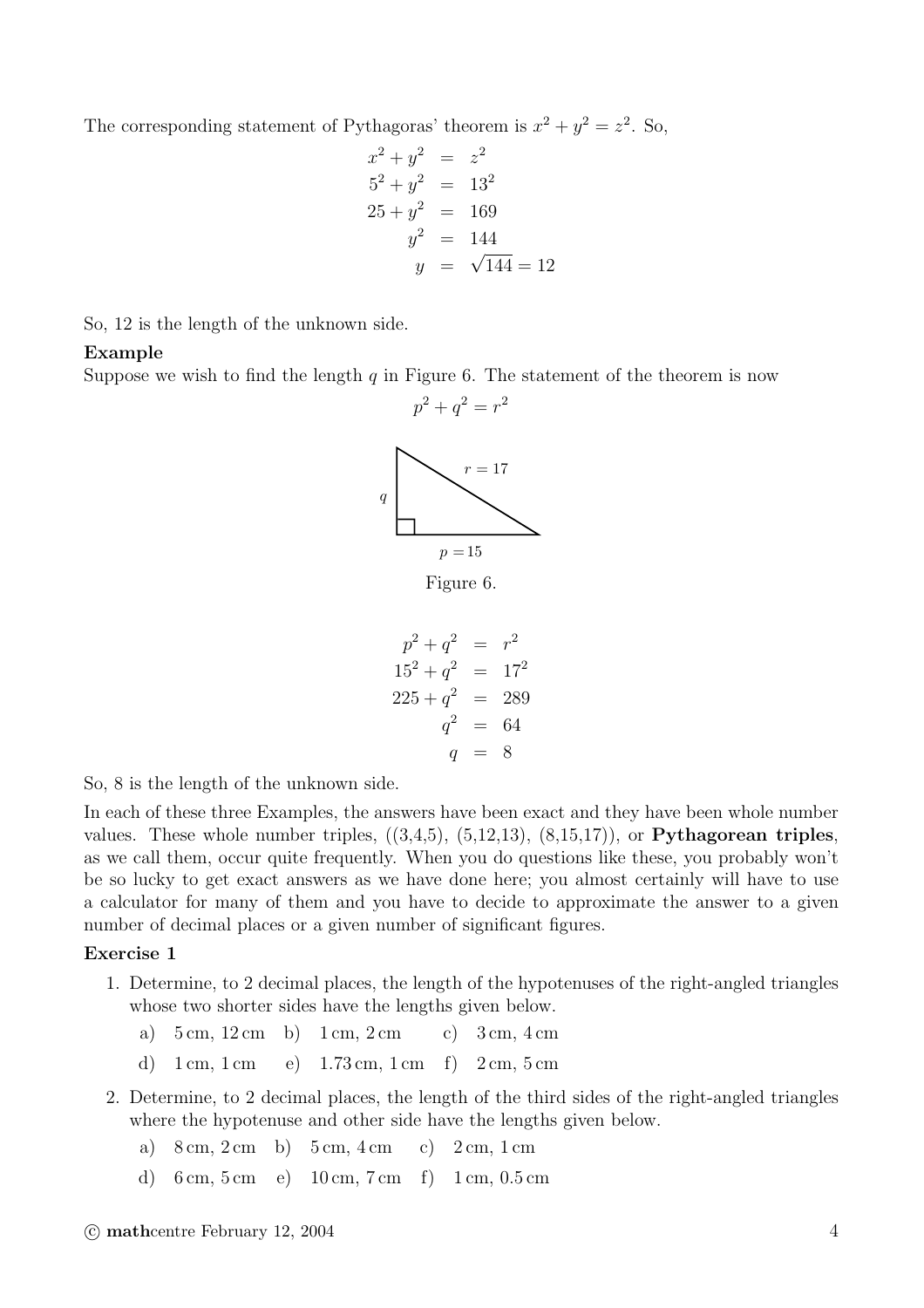The corresponding statement of Pythagoras' theorem is $x^2 + y^2 = z^2$. So,

$$\begin{aligned}
x^2 + y^2 &= z^2 \\
5^2 + y^2 &= 13^2 \\
25 + y^2 &= 169 \\
y^2 &= 144 \\
y &= \sqrt{144} = 12
\end{aligned}$$

So, 12 is the length of the unknown side.

**Example**

Suppose we wish to find the length $q$ in Figure 6. The statement of the theorem is now

$$p^2 + q^2 = r^2$$

$q$

$r = 17$

$p = 15$

Figure 6.

$$\begin{aligned}
p^2 + q^2 &= r^2 \\
15^2 + q^2 &= 17^2 \\
225 + q^2 &= 289 \\
q^2 &= 64 \\
q &= 8
\end{aligned}$$

So, 8 is the length of the unknown side.

In each of these three Examples, the answers have been exact and they have been whole number values. These whole number triples, ((3,4,5), (5,12,13), (8,15,17)), or **Pythagorean triples**, as we call them, occur quite frequently. When you do questions like these, you probably won't be so lucky to get exact answers as we have done here; you almost certainly will have to use a calculator for many of them and you have to decide to approximate the answer to a given number of decimal places or a given number of significant figures.

**Exercise 1**

1. Determine, to 2 decimal places, the length of the hypotenuses of the right-angled triangles whose two shorter sides have the lengths given below.

   a) 5 cm, 12 cm b) 1 cm, 2 cm c) 3 cm, 4 cm

   d) 1 cm, 1 cm e) 1.73 cm, 1 cm f) 2 cm, 5 cm

2. Determine, to 2 decimal places, the length of the third sides of the right-angled triangles where the hypotenuse and other side have the lengths given below.

   a) 8 cm, 2 cm b) 5 cm, 4 cm c) 2 cm, 1 cm

   d) 6 cm, 5 cm e) 10 cm, 7 cm f) 1 cm, 0.5 cm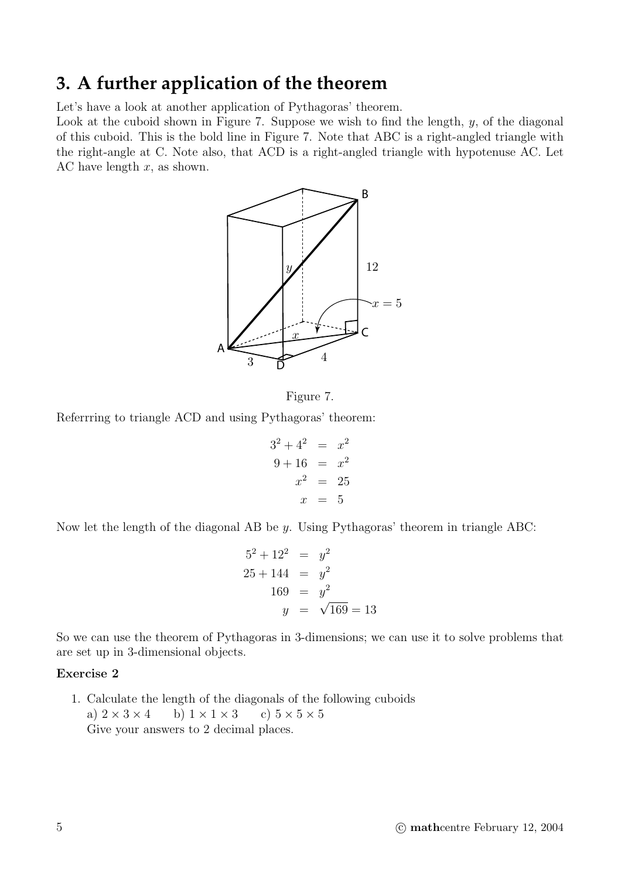## 3. A further application of the theorem

Let's have a look at another application of Pythagoras' theorem.
Look at the cuboid shown in Figure 7. Suppose we wish to find the length, $y$, of the diagonal of this cuboid. This is the bold line in Figure 7. Note that ABC is a right-angled triangle with the right-angle at C. Note also, that ACD is a right-angled triangle with hypotenuse AC. Let AC have length $x$, as shown.

Figure 7.

Referrring to triangle ACD and using Pythagoras' theorem:

$$
\begin{aligned}
3^2 + 4^2 &= x^2 \\
9 + 16 &= x^2 \\
x^2 &= 25 \\
x &= 5
\end{aligned}
$$

Now let the length of the diagonal AB be $y$. Using Pythagoras' theorem in triangle ABC:

$$
\begin{aligned}
5^2 + 12^2 &= y^2 \\
25 + 144 &= y^2 \\
169 &= y^2 \\
y &= \sqrt{169} = 13
\end{aligned}
$$

So we can use the theorem of Pythagoras in 3-dimensions; we can use it to solve problems that are set up in 3-dimensional objects.

**Exercise 2**

1. Calculate the length of the diagonals of the following cuboids
   a) $2 \times 3 \times 4$ b) $1 \times 1 \times 3$ c) $5 \times 5 \times 5$
   Give your answers to 2 decimal places.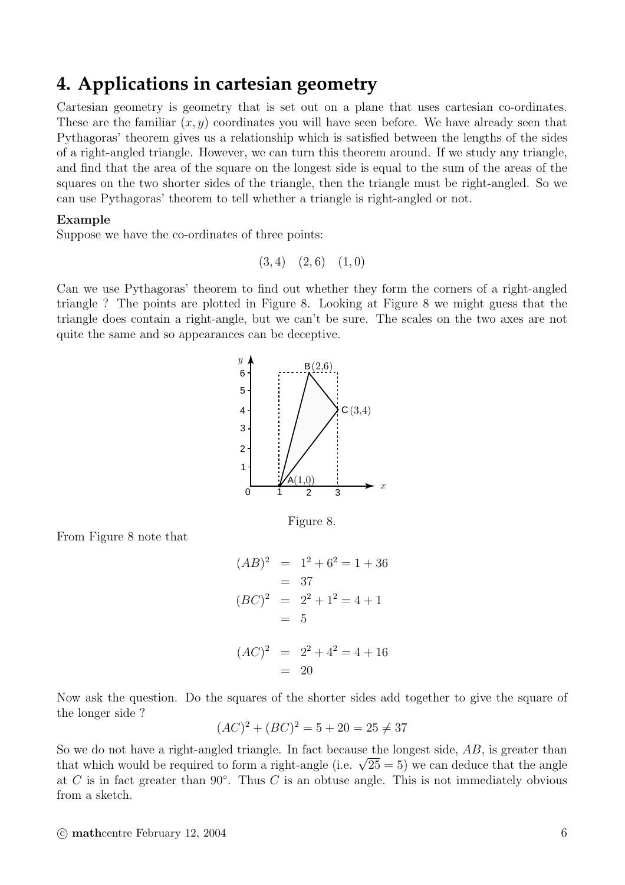# 4. Applications in cartesian geometry

Cartesian geometry is geometry that is set out on a plane that uses cartesian co-ordinates. These are the familiar $(x, y)$ coordinates you will have seen before. We have already seen that Pythagoras' theorem gives us a relationship which is satisfied between the lengths of the sides of a right-angled triangle. However, we can turn this theorem around. If we study any triangle, and find that the area of the square on the longest side is equal to the sum of the areas of the squares on the two shorter sides of the triangle, then the triangle must be right-angled. So we can use Pythagoras' theorem to tell whether a triangle is right-angled or not.

**Example**

Suppose we have the co-ordinates of three points:

$$(3, 4) \quad (2, 6) \quad (1, 0)$$

Can we use Pythagoras' theorem to find out whether they form the corners of a right-angled triangle ? The points are plotted in Figure 8. Looking at Figure 8 we might guess that the triangle does contain a right-angle, but we can't be sure. The scales on the two axes are not quite the same and so appearances can be deceptive.

Figure 8.

From Figure 8 note that

$$\begin{aligned}
(AB)^2 &= 1^2 + 6^2 = 1 + 36 \\
&= 37 \\
(BC)^2 &= 2^2 + 1^2 = 4 + 1 \\
&= 5 \\
\\
(AC)^2 &= 2^2 + 4^2 = 4 + 16 \\
&= 20
\end{aligned}$$

Now ask the question. Do the squares of the shorter sides add together to give the square of the longer side ?

$$(AC)^2 + (BC)^2 = 5 + 20 = 25 \neq 37$$

So we do not have a right-angled triangle. In fact because the longest side, $AB$, is greater than that which would be required to form a right-angle (i.e. $\sqrt{25} = 5$) we can deduce that the angle at $C$ is in fact greater than $90°$. Thus $C$ is an obtuse angle. This is not immediately obvious from a sketch.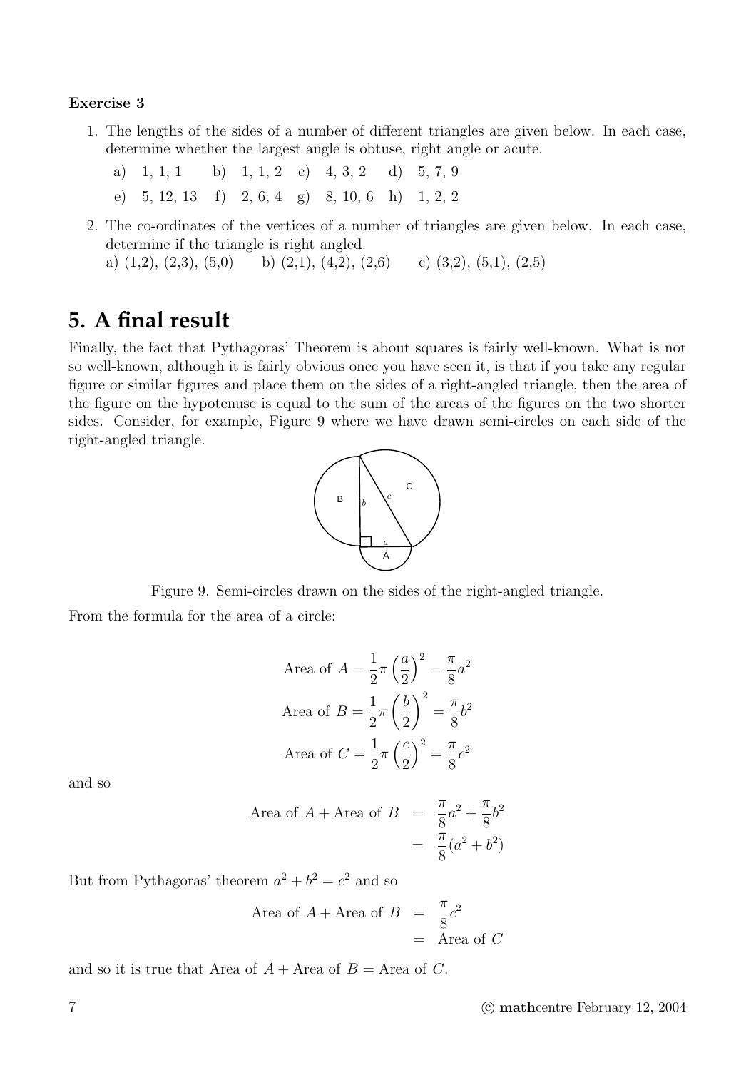**Exercise 3**

1. The lengths of the sides of a number of different triangles are given below. In each case, determine whether the largest angle is obtuse, right angle or acute.

   a) 1, 1, 1 b) 1, 1, 2 c) 4, 3, 2 d) 5, 7, 9

   e) 5, 12, 13 f) 2, 6, 4 g) 8, 10, 6 h) 1, 2, 2

2. The co-ordinates of the vertices of a number of triangles are given below. In each case, determine if the triangle is right angled.

   a) (1,2), (2,3), (5,0) b) (2,1), (4,2), (2,6) c) (3,2), (5,1), (2,5)

## 5. A final result

Finally, the fact that Pythagoras' Theorem is about squares is fairly well-known. What is not so well-known, although it is fairly obvious once you have seen it, is that if you take any regular figure or similar figures and place them on the sides of a right-angled triangle, then the area of the figure on the hypotenuse is equal to the sum of the areas of the figures on the two shorter sides. Consider, for example, Figure 9 where we have drawn semi-circles on each side of the right-angled triangle.

Figure 9. Semi-circles drawn on the sides of the right-angled triangle.

From the formula for the area of a circle:

$$\text{Area of } A = \frac{1}{2}\pi\left(\frac{a}{2}\right)^2 = \frac{\pi}{8}a^2$$

$$\text{Area of } B = \frac{1}{2}\pi\left(\frac{b}{2}\right)^2 = \frac{\pi}{8}b^2$$

$$\text{Area of } C = \frac{1}{2}\pi\left(\frac{c}{2}\right)^2 = \frac{\pi}{8}c^2$$

and so

$$\begin{aligned}\text{Area of } A + \text{Area of } B &= \frac{\pi}{8}a^2 + \frac{\pi}{8}b^2 \\ &= \frac{\pi}{8}(a^2 + b^2)\end{aligned}$$

But from Pythagoras' theorem $a^2 + b^2 = c^2$ and so

$$\begin{aligned}\text{Area of } A + \text{Area of } B &= \frac{\pi}{8}c^2 \\ &= \text{Area of } C\end{aligned}$$

and so it is true that Area of $A$ + Area of $B$ = Area of $C$.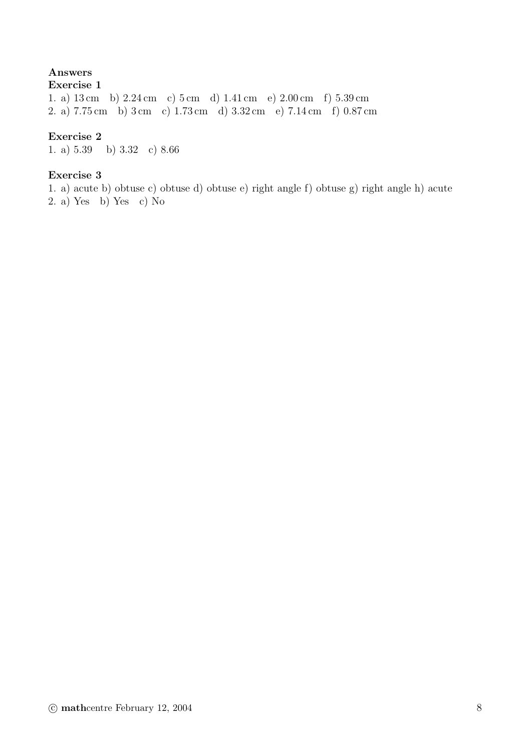## Answers

### Exercise 1

1. a) 13 cm  b) 2.24 cm  c) 5 cm  d) 1.41 cm  e) 2.00 cm  f) 5.39 cm
2. a) 7.75 cm  b) 3 cm  c) 1.73 cm  d) 3.32 cm  e) 7.14 cm  f) 0.87 cm

### Exercise 2

1. a) 5.39  b) 3.32  c) 8.66

### Exercise 3

1. a) acute b) obtuse c) obtuse d) obtuse e) right angle f) obtuse g) right angle h) acute
2. a) Yes  b) Yes  c) No